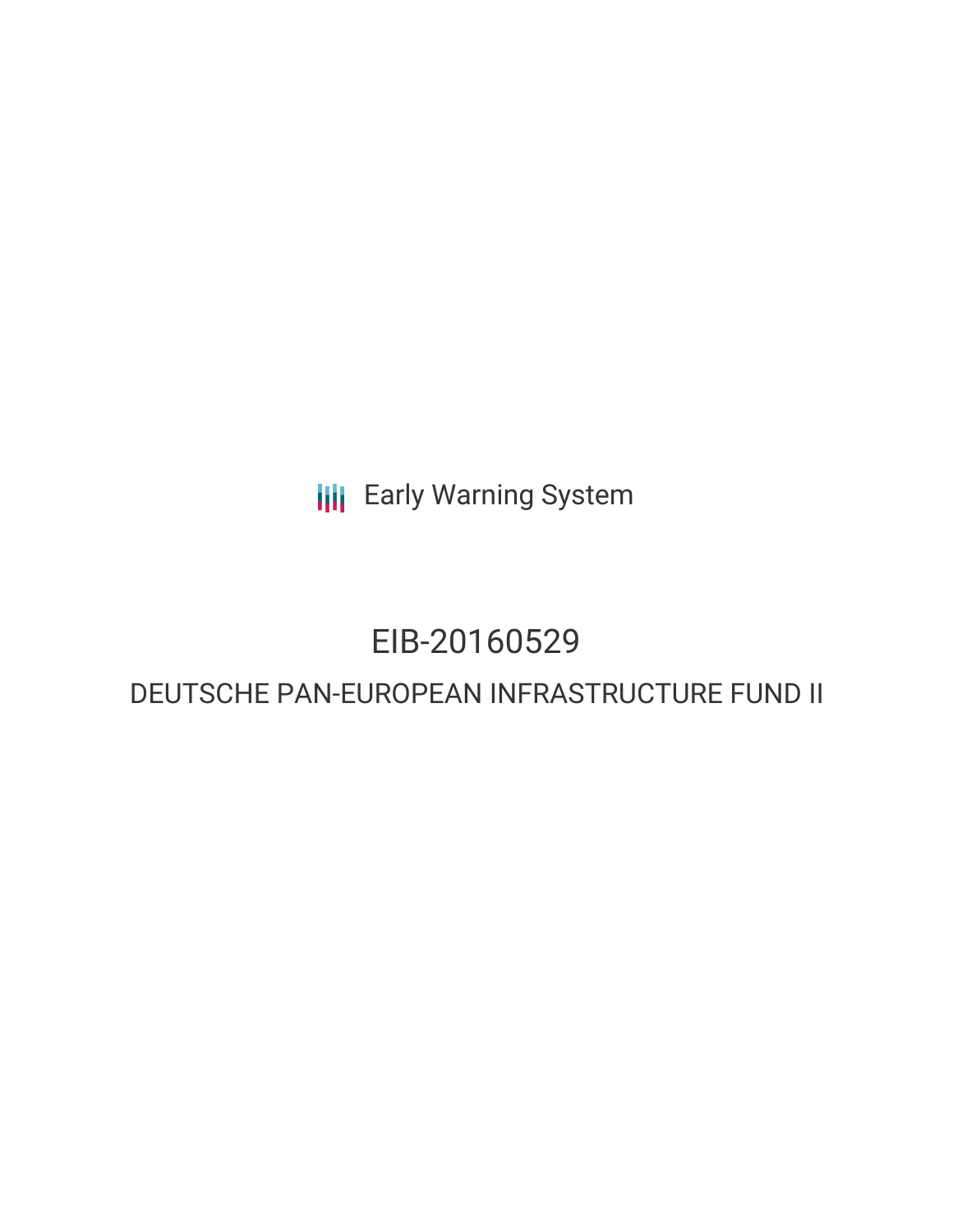Early Warning System

# EIB-20160529

## DEUTSCHE PAN-EUROPEAN INFRASTRUCTURE FUND II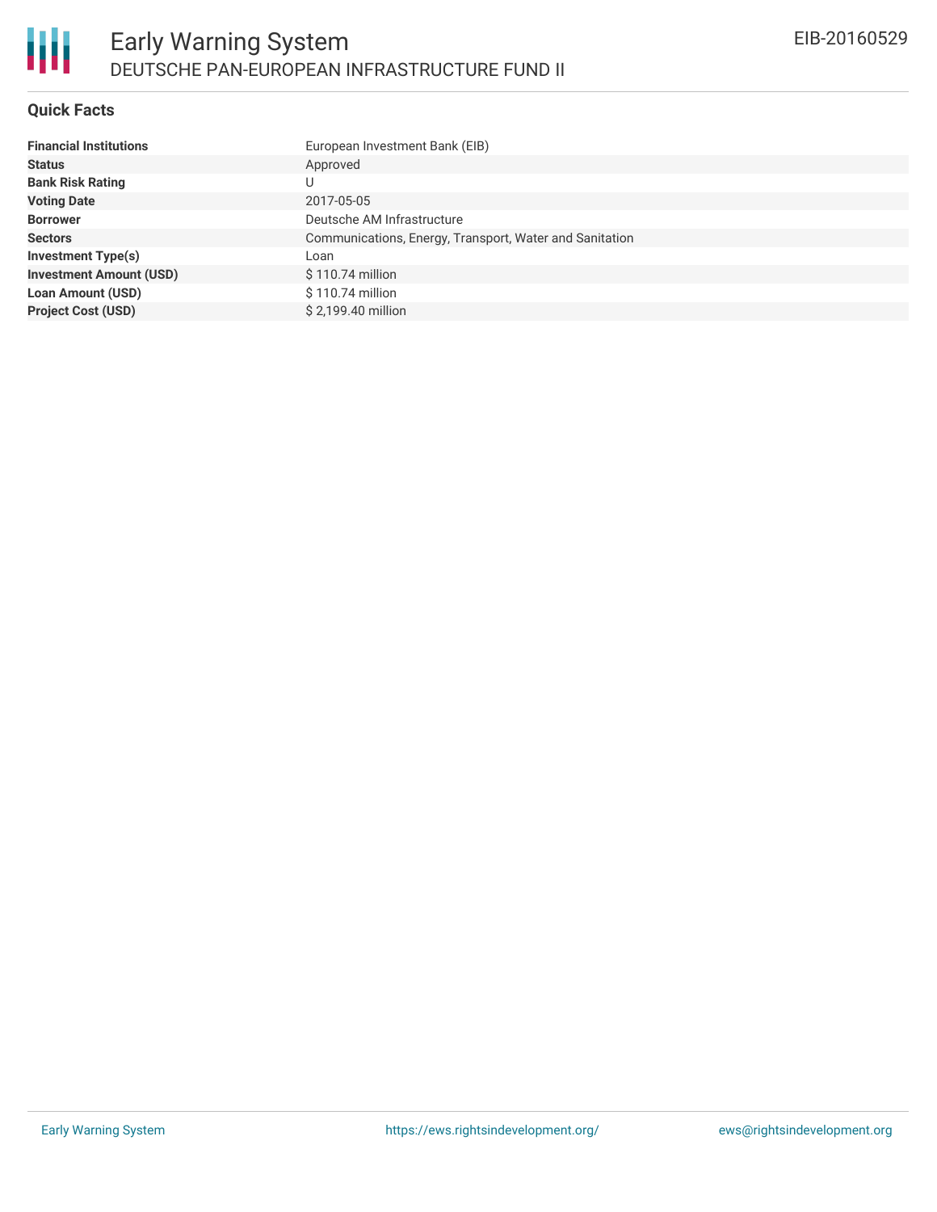## Quick Facts

| | |
|---|---|
| **Financial Institutions** | European Investment Bank (EIB) |
| **Status** | Approved |
| **Bank Risk Rating** | U |
| **Voting Date** | 2017-05-05 |
| **Borrower** | Deutsche AM Infrastructure |
| **Sectors** | Communications, Energy, Transport, Water and Sanitation |
| **Investment Type(s)** | Loan |
| **Investment Amount (USD)** | $ 110.74 million |
| **Loan Amount (USD)** | $ 110.74 million |
| **Project Cost (USD)** | $ 2,199.40 million |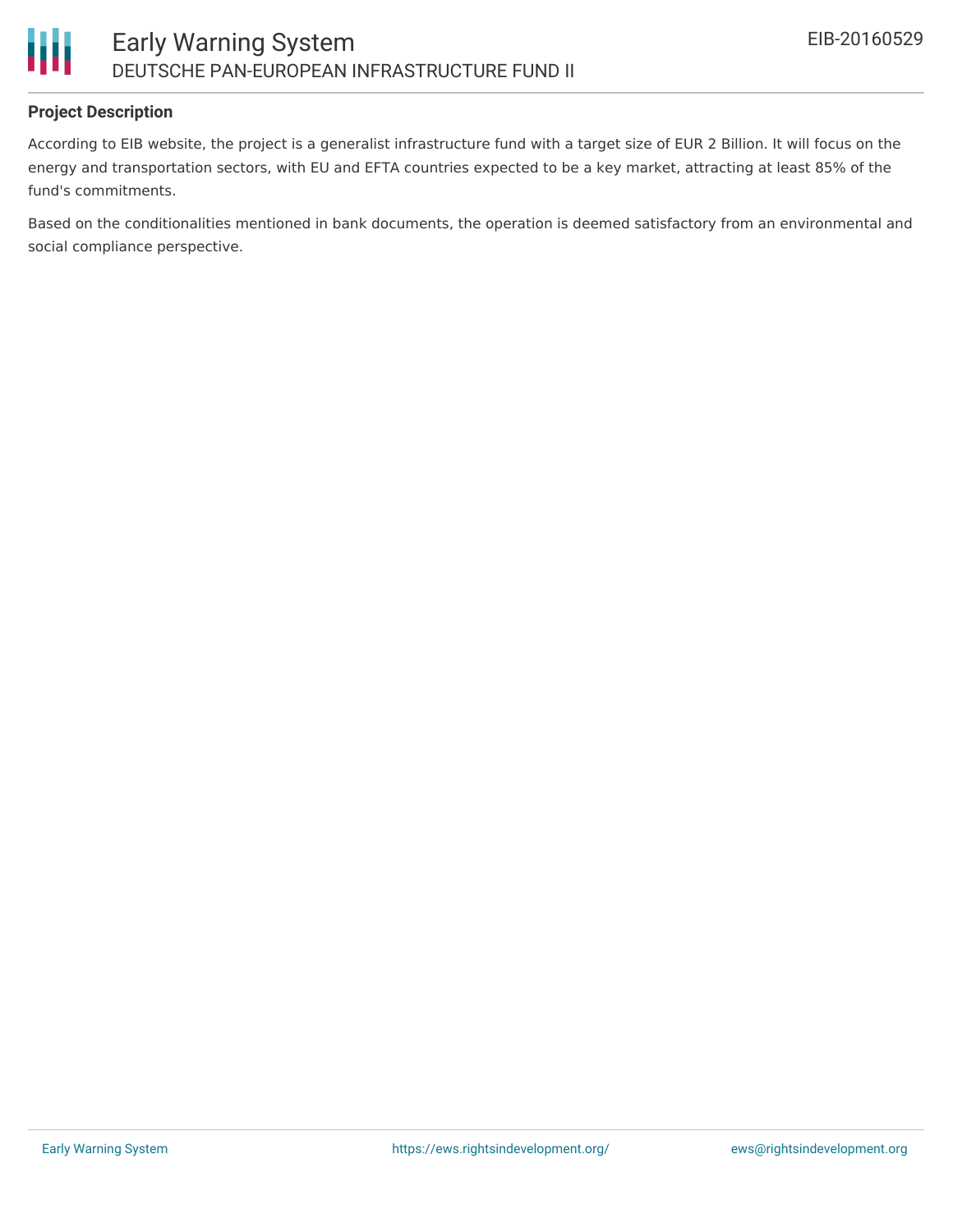## Project Description

According to EIB website, the project is a generalist infrastructure fund with a target size of EUR 2 Billion. It will focus on the energy and transportation sectors, with EU and EFTA countries expected to be a key market, attracting at least 85% of the fund's commitments.

Based on the conditionalities mentioned in bank documents, the operation is deemed satisfactory from an environmental and social compliance perspective.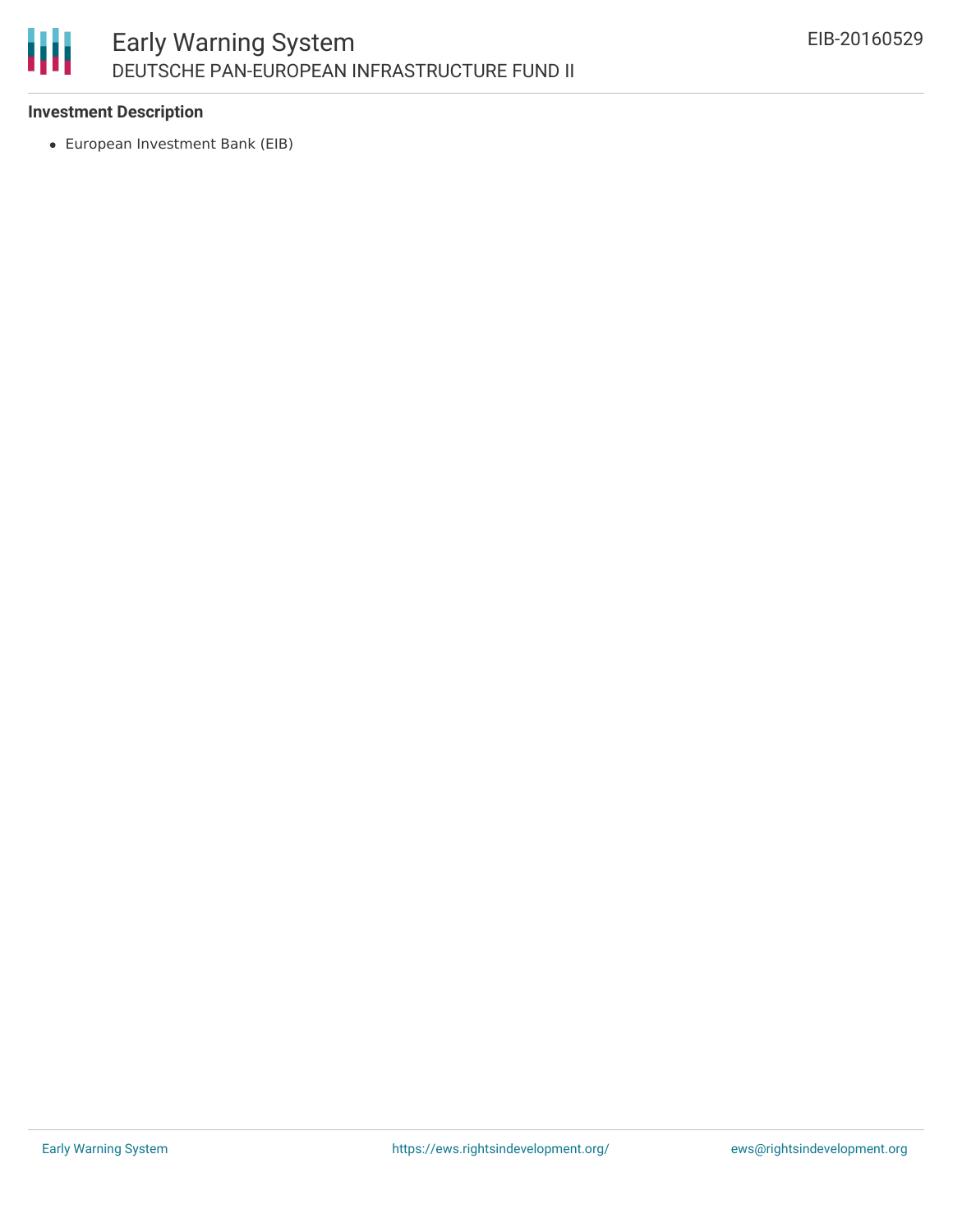**Investment Description**

- European Investment Bank (EIB)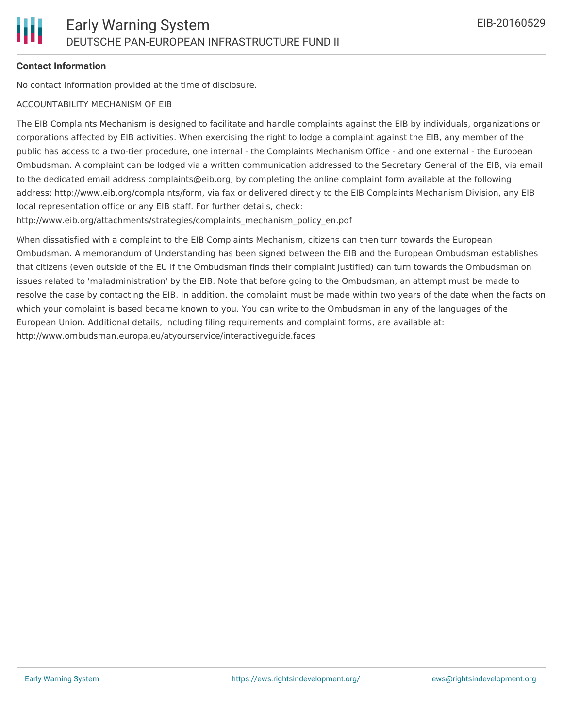**Contact Information**

No contact information provided at the time of disclosure.

ACCOUNTABILITY MECHANISM OF EIB

The EIB Complaints Mechanism is designed to facilitate and handle complaints against the EIB by individuals, organizations or corporations affected by EIB activities. When exercising the right to lodge a complaint against the EIB, any member of the public has access to a two-tier procedure, one internal - the Complaints Mechanism Office - and one external - the European Ombudsman. A complaint can be lodged via a written communication addressed to the Secretary General of the EIB, via email to the dedicated email address complaints@eib.org, by completing the online complaint form available at the following address: http://www.eib.org/complaints/form, via fax or delivered directly to the EIB Complaints Mechanism Division, any EIB local representation office or any EIB staff. For further details, check: http://www.eib.org/attachments/strategies/complaints_mechanism_policy_en.pdf

When dissatisfied with a complaint to the EIB Complaints Mechanism, citizens can then turn towards the European Ombudsman. A memorandum of Understanding has been signed between the EIB and the European Ombudsman establishes that citizens (even outside of the EU if the Ombudsman finds their complaint justified) can turn towards the Ombudsman on issues related to 'maladministration' by the EIB. Note that before going to the Ombudsman, an attempt must be made to resolve the case by contacting the EIB. In addition, the complaint must be made within two years of the date when the facts on which your complaint is based became known to you. You can write to the Ombudsman in any of the languages of the European Union. Additional details, including filing requirements and complaint forms, are available at: http://www.ombudsman.europa.eu/atyourservice/interactiveguide.faces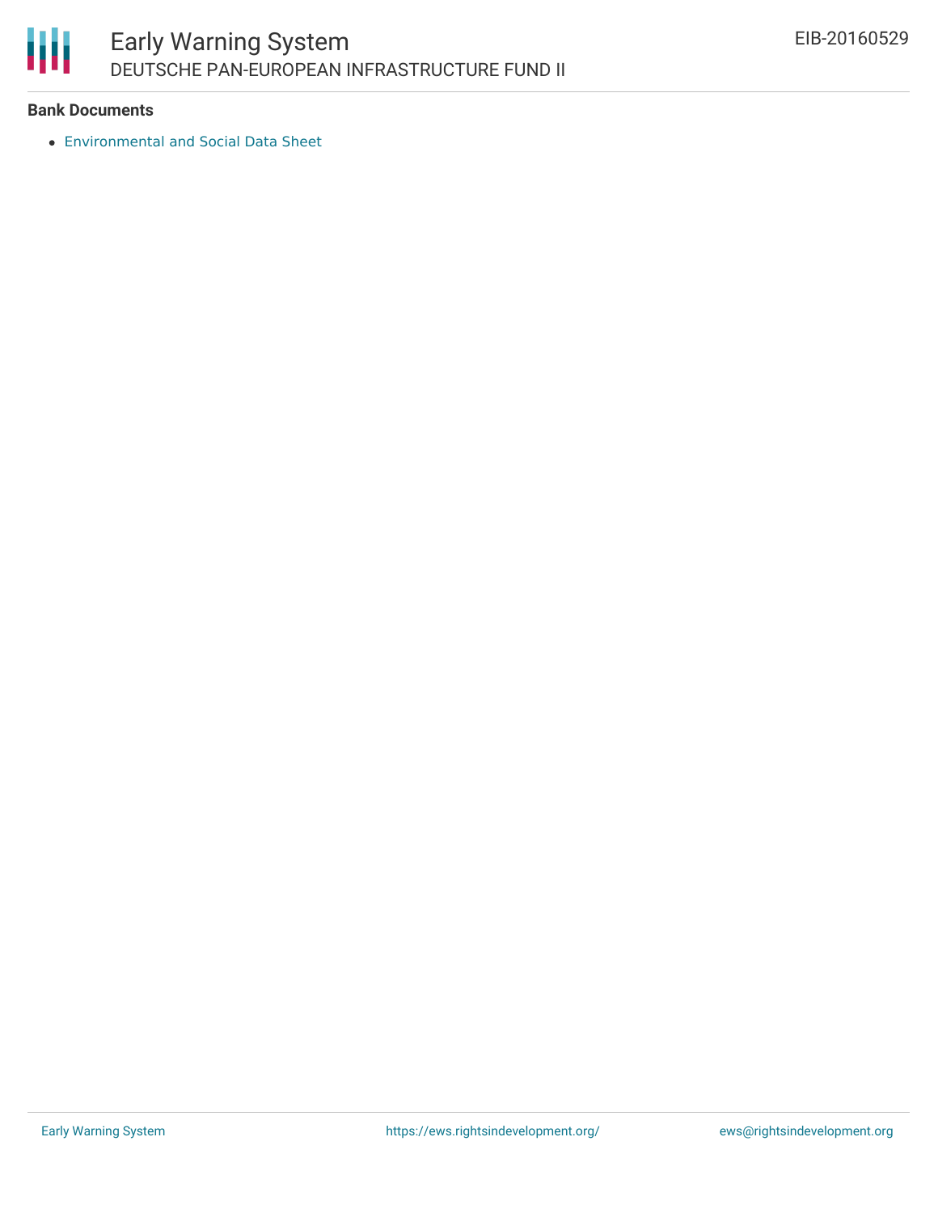**Bank Documents**

- Environmental and Social Data Sheet